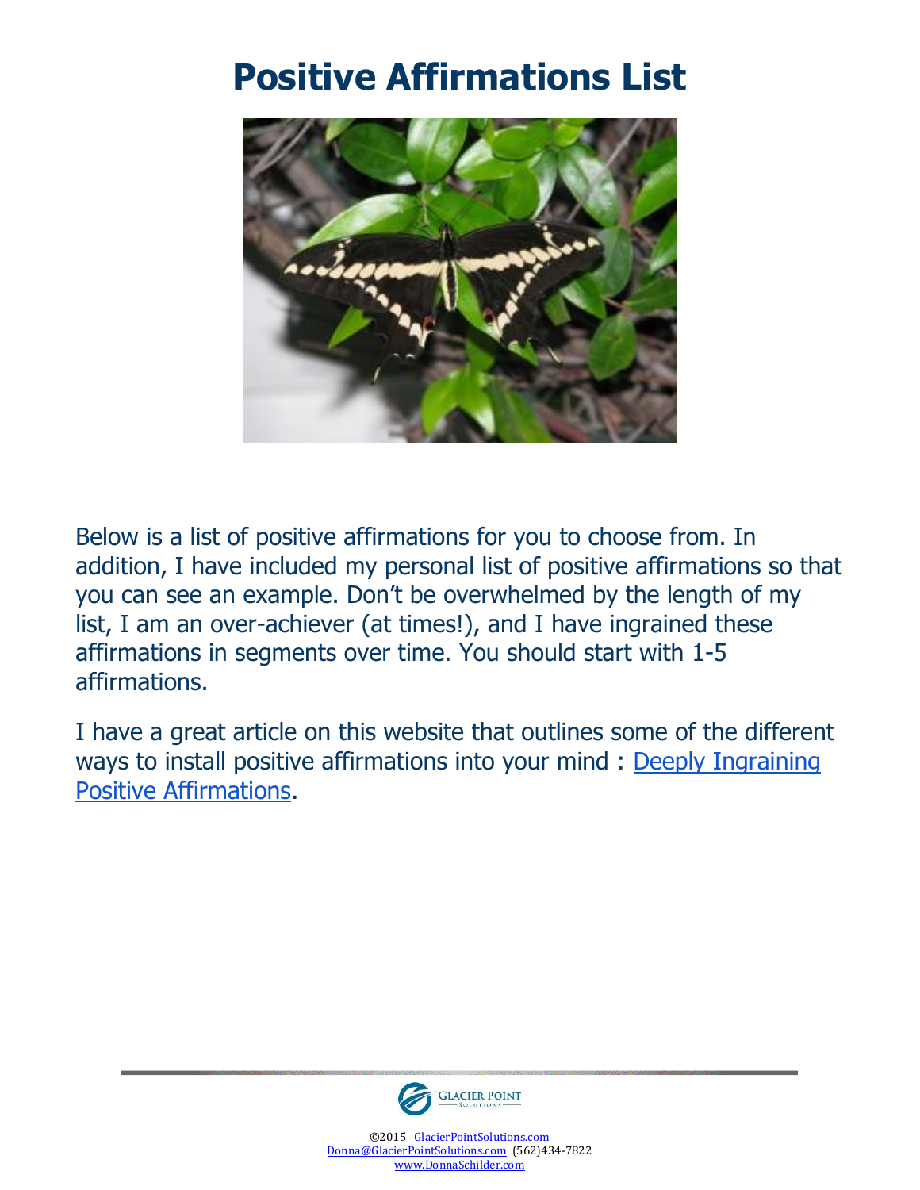# Positive Affirmations List

Below is a list of positive affirmations for you to choose from. In addition, I have included my personal list of positive affirmations so that you can see an example. Don't be overwhelmed by the length of my list, I am an over-achiever (at times!), and I have ingrained these affirmations in segments over time. You should start with 1-5 affirmations.

I have a great article on this website that outlines some of the different ways to install positive affirmations into your mind : [Deeply Ingraining Positive Affirmations].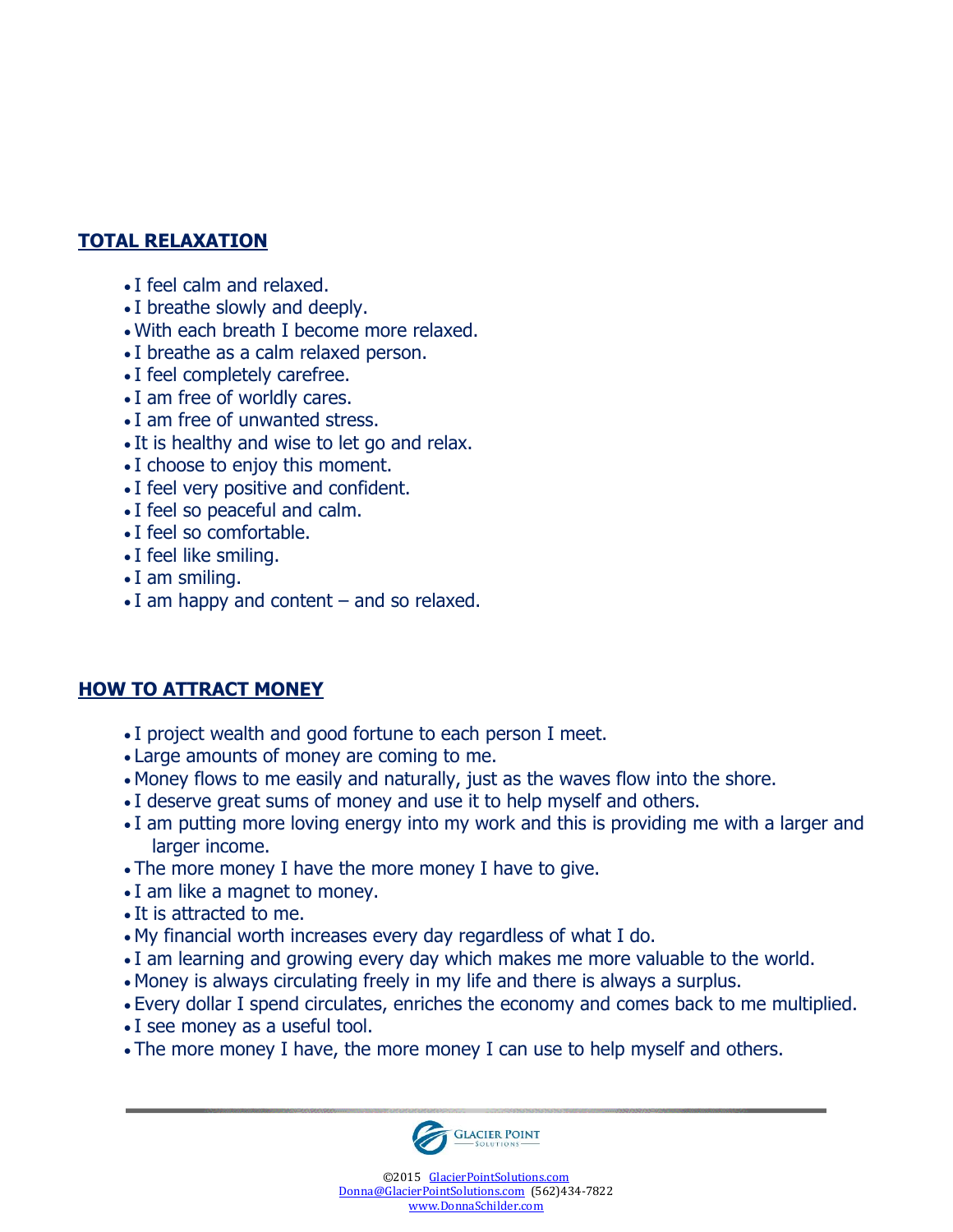## TOTAL RELAXATION

- I feel calm and relaxed.
- I breathe slowly and deeply.
- With each breath I become more relaxed.
- I breathe as a calm relaxed person.
- I feel completely carefree.
- I am free of worldly cares.
- I am free of unwanted stress.
- It is healthy and wise to let go and relax.
- I choose to enjoy this moment.
- I feel very positive and confident.
- I feel so peaceful and calm.
- I feel so comfortable.
- I feel like smiling.
- I am smiling.
- I am happy and content – and so relaxed.

## HOW TO ATTRACT MONEY

- I project wealth and good fortune to each person I meet.
- Large amounts of money are coming to me.
- Money flows to me easily and naturally, just as the waves flow into the shore.
- I deserve great sums of money and use it to help myself and others.
- I am putting more loving energy into my work and this is providing me with a larger and larger income.
- The more money I have the more money I have to give.
- I am like a magnet to money.
- It is attracted to me.
- My financial worth increases every day regardless of what I do.
- I am learning and growing every day which makes me more valuable to the world.
- Money is always circulating freely in my life and there is always a surplus.
- Every dollar I spend circulates, enriches the economy and comes back to me multiplied.
- I see money as a useful tool.
- The more money I have, the more money I can use to help myself and others.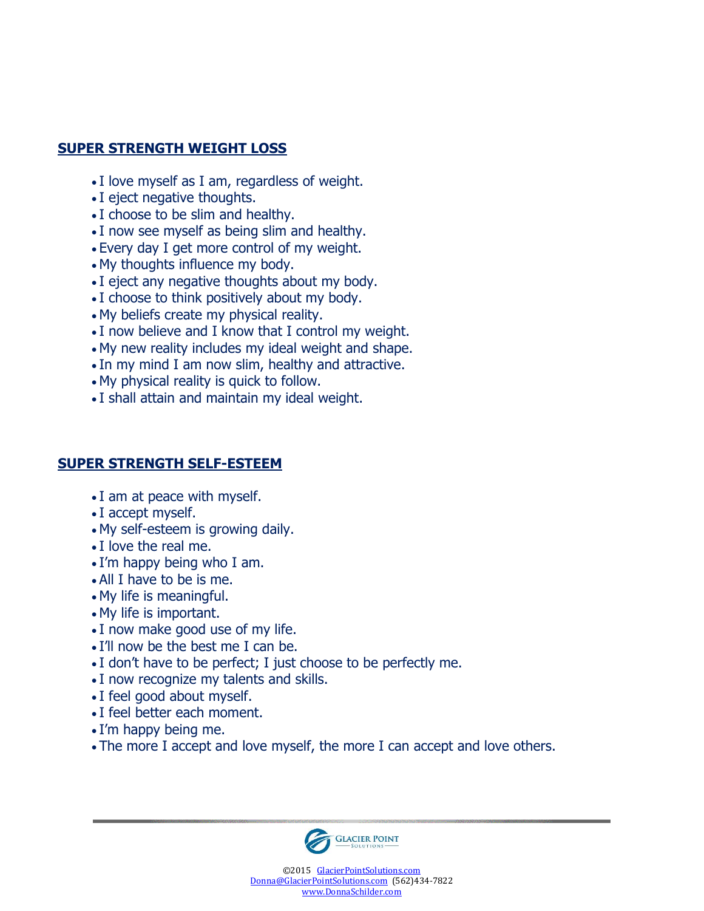## SUPER STRENGTH WEIGHT LOSS

- I love myself as I am, regardless of weight.
- I eject negative thoughts.
- I choose to be slim and healthy.
- I now see myself as being slim and healthy.
- Every day I get more control of my weight.
- My thoughts influence my body.
- I eject any negative thoughts about my body.
- I choose to think positively about my body.
- My beliefs create my physical reality.
- I now believe and I know that I control my weight.
- My new reality includes my ideal weight and shape.
- In my mind I am now slim, healthy and attractive.
- My physical reality is quick to follow.
- I shall attain and maintain my ideal weight.

## SUPER STRENGTH SELF-ESTEEM

- I am at peace with myself.
- I accept myself.
- My self-esteem is growing daily.
- I love the real me.
- I'm happy being who I am.
- All I have to be is me.
- My life is meaningful.
- My life is important.
- I now make good use of my life.
- I'll now be the best me I can be.
- I don't have to be perfect; I just choose to be perfectly me.
- I now recognize my talents and skills.
- I feel good about myself.
- I feel better each moment.
- I'm happy being me.
- The more I accept and love myself, the more I can accept and love others.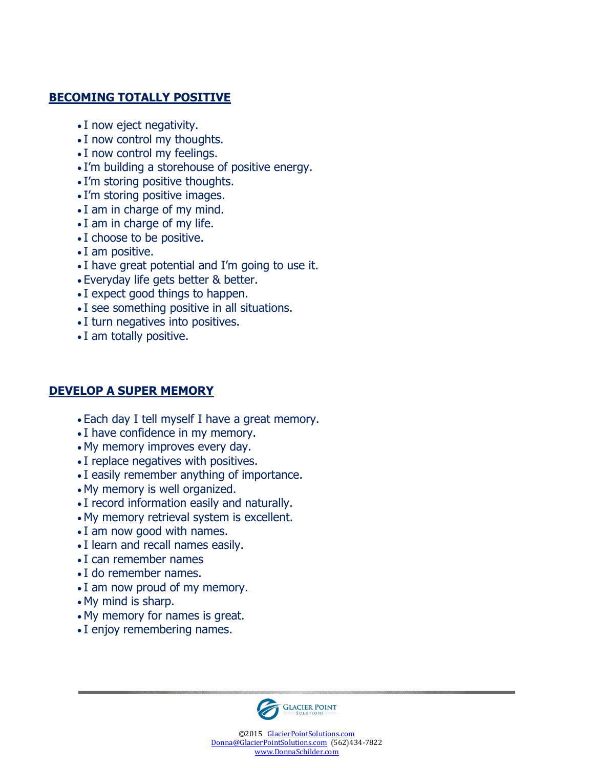## BECOMING TOTALLY POSITIVE

- I now eject negativity.
- I now control my thoughts.
- I now control my feelings.
- I'm building a storehouse of positive energy.
- I'm storing positive thoughts.
- I'm storing positive images.
- I am in charge of my mind.
- I am in charge of my life.
- I choose to be positive.
- I am positive.
- I have great potential and I'm going to use it.
- Everyday life gets better & better.
- I expect good things to happen.
- I see something positive in all situations.
- I turn negatives into positives.
- I am totally positive.

## DEVELOP A SUPER MEMORY

- Each day I tell myself I have a great memory.
- I have confidence in my memory.
- My memory improves every day.
- I replace negatives with positives.
- I easily remember anything of importance.
- My memory is well organized.
- I record information easily and naturally.
- My memory retrieval system is excellent.
- I am now good with names.
- I learn and recall names easily.
- I can remember names
- I do remember names.
- I am now proud of my memory.
- My mind is sharp.
- My memory for names is great.
- I enjoy remembering names.